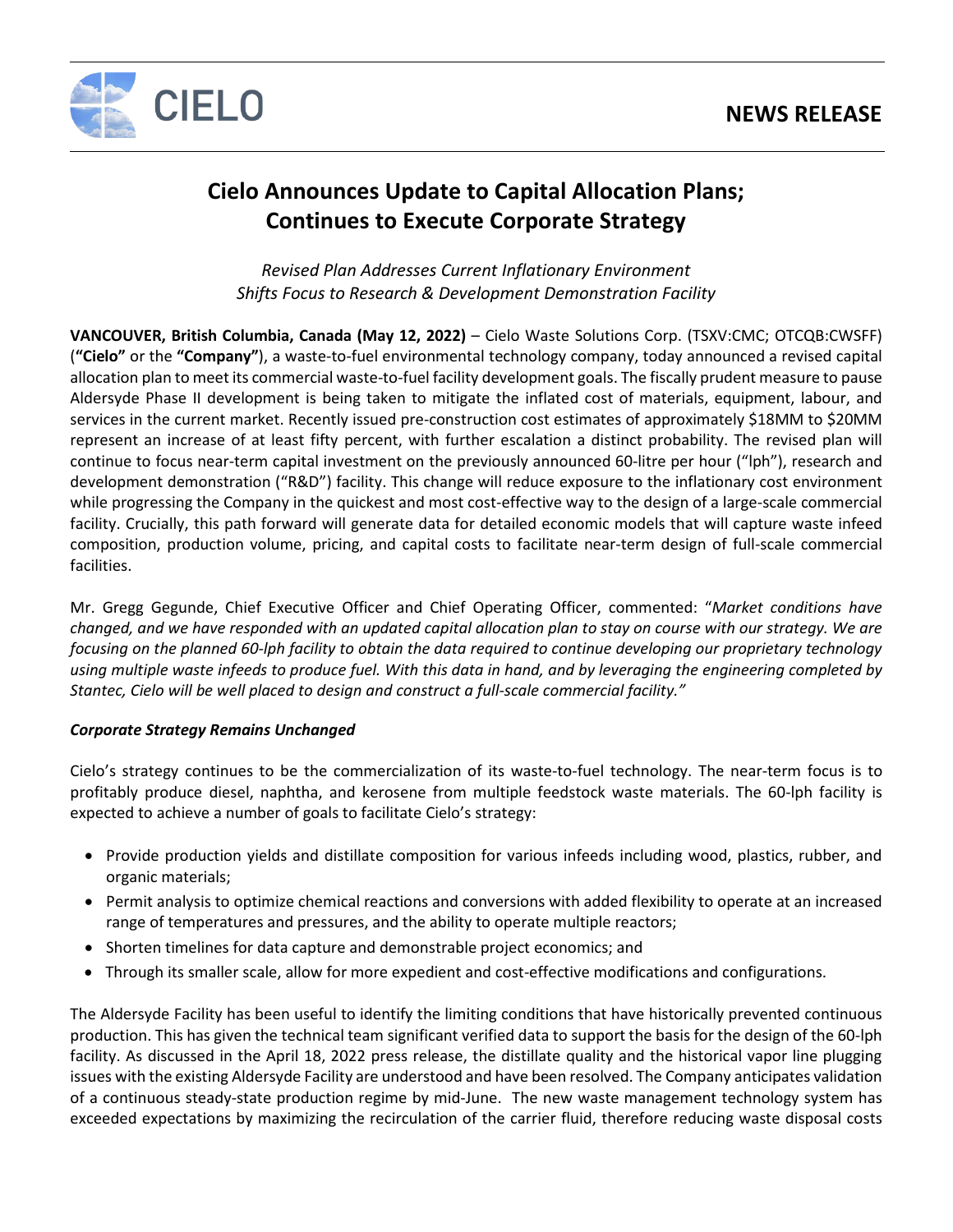CIELO

**NEWS RELEASE**

# Cielo Announces Update to Capital Allocation Plans; Continues to Execute Corporate Strategy

*Revised Plan Addresses Current Inflationary Environment*
*Shifts Focus to Research & Development Demonstration Facility*

**VANCOUVER, British Columbia, Canada (May 12, 2022)** – Cielo Waste Solutions Corp. (TSXV:CMC; OTCQB:CWSFF) (**"Cielo"** or the **"Company"**), a waste-to-fuel environmental technology company, today announced a revised capital allocation plan to meet its commercial waste-to-fuel facility development goals. The fiscally prudent measure to pause Aldersyde Phase II development is being taken to mitigate the inflated cost of materials, equipment, labour, and services in the current market. Recently issued pre-construction cost estimates of approximately $18MM to $20MM represent an increase of at least fifty percent, with further escalation a distinct probability. The revised plan will continue to focus near-term capital investment on the previously announced 60-litre per hour ("lph"), research and development demonstration ("R&D") facility. This change will reduce exposure to the inflationary cost environment while progressing the Company in the quickest and most cost-effective way to the design of a large-scale commercial facility. Crucially, this path forward will generate data for detailed economic models that will capture waste infeed composition, production volume, pricing, and capital costs to facilitate near-term design of full-scale commercial facilities.

Mr. Gregg Gegunde, Chief Executive Officer and Chief Operating Officer, commented: "*Market conditions have changed, and we have responded with an updated capital allocation plan to stay on course with our strategy. We are focusing on the planned 60-lph facility to obtain the data required to continue developing our proprietary technology using multiple waste infeeds to produce fuel. With this data in hand, and by leveraging the engineering completed by Stantec, Cielo will be well placed to design and construct a full-scale commercial facility.*"

***Corporate Strategy Remains Unchanged***

Cielo's strategy continues to be the commercialization of its waste-to-fuel technology. The near-term focus is to profitably produce diesel, naphtha, and kerosene from multiple feedstock waste materials. The 60-lph facility is expected to achieve a number of goals to facilitate Cielo's strategy:

- Provide production yields and distillate composition for various infeeds including wood, plastics, rubber, and organic materials;
- Permit analysis to optimize chemical reactions and conversions with added flexibility to operate at an increased range of temperatures and pressures, and the ability to operate multiple reactors;
- Shorten timelines for data capture and demonstrable project economics; and
- Through its smaller scale, allow for more expedient and cost-effective modifications and configurations.

The Aldersyde Facility has been useful to identify the limiting conditions that have historically prevented continuous production. This has given the technical team significant verified data to support the basis for the design of the 60-lph facility. As discussed in the April 18, 2022 press release, the distillate quality and the historical vapor line plugging issues with the existing Aldersyde Facility are understood and have been resolved. The Company anticipates validation of a continuous steady-state production regime by mid-June. The new waste management technology system has exceeded expectations by maximizing the recirculation of the carrier fluid, therefore reducing waste disposal costs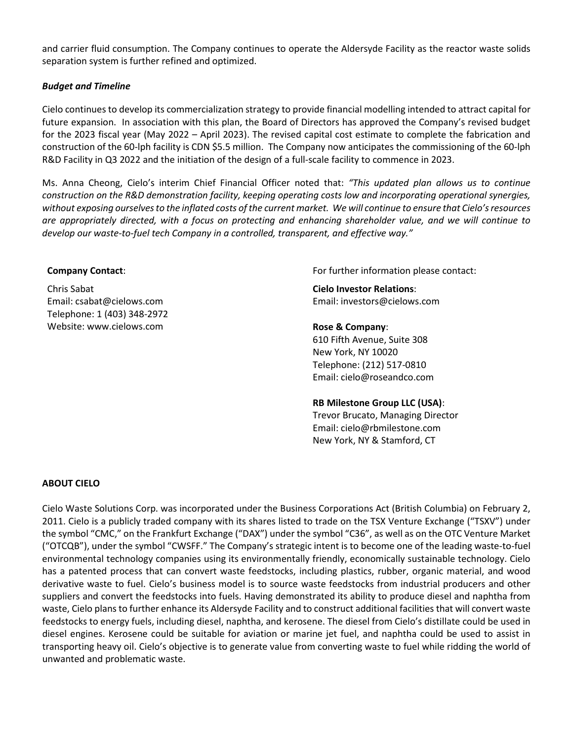and carrier fluid consumption. The Company continues to operate the Aldersyde Facility as the reactor waste solids separation system is further refined and optimized.

***Budget and Timeline***

Cielo continues to develop its commercialization strategy to provide financial modelling intended to attract capital for future expansion. In association with this plan, the Board of Directors has approved the Company's revised budget for the 2023 fiscal year (May 2022 – April 2023). The revised capital cost estimate to complete the fabrication and construction of the 60-lph facility is CDN $5.5 million. The Company now anticipates the commissioning of the 60-lph R&D Facility in Q3 2022 and the initiation of the design of a full-scale facility to commence in 2023.

Ms. Anna Cheong, Cielo's interim Chief Financial Officer noted that: *"This updated plan allows us to continue construction on the R&D demonstration facility, keeping operating costs low and incorporating operational synergies, without exposing ourselves to the inflated costs of the current market. We will continue to ensure that Cielo's resources are appropriately directed, with a focus on protecting and enhancing shareholder value, and we will continue to develop our waste-to-fuel tech Company in a controlled, transparent, and effective way."*

**Company Contact**:

Chris Sabat
Email: csabat@cielows.com
Telephone: 1 (403) 348-2972
Website: www.cielows.com

For further information please contact:

**Cielo Investor Relations**:
Email: investors@cielows.com

**Rose & Company**:
610 Fifth Avenue, Suite 308
New York, NY 10020
Telephone: (212) 517-0810
Email: cielo@roseandco.com

**RB Milestone Group LLC (USA)**:
Trevor Brucato, Managing Director
Email: cielo@rbmilestone.com
New York, NY & Stamford, CT

**ABOUT CIELO**

Cielo Waste Solutions Corp. was incorporated under the Business Corporations Act (British Columbia) on February 2, 2011. Cielo is a publicly traded company with its shares listed to trade on the TSX Venture Exchange ("TSXV") under the symbol "CMC," on the Frankfurt Exchange ("DAX") under the symbol "C36", as well as on the OTC Venture Market ("OTCQB"), under the symbol "CWSFF." The Company's strategic intent is to become one of the leading waste-to-fuel environmental technology companies using its environmentally friendly, economically sustainable technology. Cielo has a patented process that can convert waste feedstocks, including plastics, rubber, organic material, and wood derivative waste to fuel. Cielo's business model is to source waste feedstocks from industrial producers and other suppliers and convert the feedstocks into fuels. Having demonstrated its ability to produce diesel and naphtha from waste, Cielo plans to further enhance its Aldersyde Facility and to construct additional facilities that will convert waste feedstocks to energy fuels, including diesel, naphtha, and kerosene. The diesel from Cielo's distillate could be used in diesel engines. Kerosene could be suitable for aviation or marine jet fuel, and naphtha could be used to assist in transporting heavy oil. Cielo's objective is to generate value from converting waste to fuel while ridding the world of unwanted and problematic waste.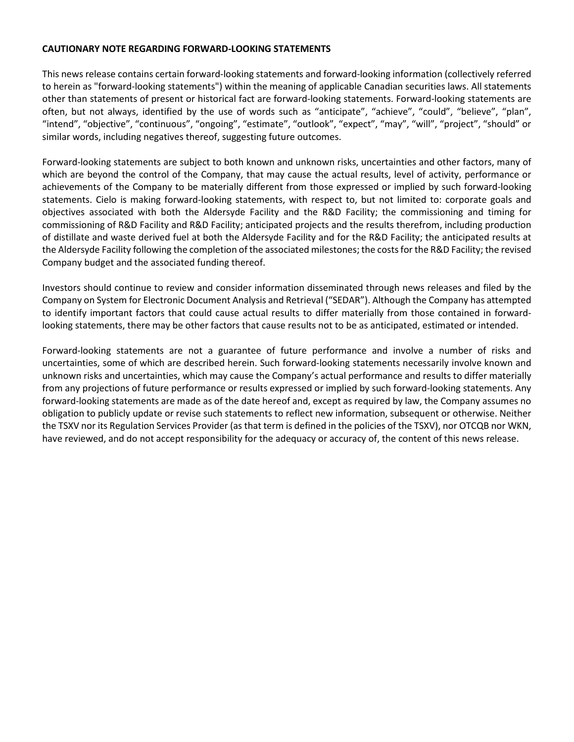**CAUTIONARY NOTE REGARDING FORWARD-LOOKING STATEMENTS**

This news release contains certain forward-looking statements and forward-looking information (collectively referred to herein as "forward-looking statements") within the meaning of applicable Canadian securities laws. All statements other than statements of present or historical fact are forward-looking statements. Forward-looking statements are often, but not always, identified by the use of words such as "anticipate", "achieve", "could", "believe", "plan", "intend", "objective", "continuous", "ongoing", "estimate", "outlook", "expect", "may", "will", "project", "should" or similar words, including negatives thereof, suggesting future outcomes.

Forward-looking statements are subject to both known and unknown risks, uncertainties and other factors, many of which are beyond the control of the Company, that may cause the actual results, level of activity, performance or achievements of the Company to be materially different from those expressed or implied by such forward-looking statements. Cielo is making forward-looking statements, with respect to, but not limited to: corporate goals and objectives associated with both the Aldersyde Facility and the R&D Facility; the commissioning and timing for commissioning of R&D Facility and R&D Facility; anticipated projects and the results therefrom, including production of distillate and waste derived fuel at both the Aldersyde Facility and for the R&D Facility; the anticipated results at the Aldersyde Facility following the completion of the associated milestones; the costs for the R&D Facility; the revised Company budget and the associated funding thereof.

Investors should continue to review and consider information disseminated through news releases and filed by the Company on System for Electronic Document Analysis and Retrieval ("SEDAR"). Although the Company has attempted to identify important factors that could cause actual results to differ materially from those contained in forward-looking statements, there may be other factors that cause results not to be as anticipated, estimated or intended.

Forward-looking statements are not a guarantee of future performance and involve a number of risks and uncertainties, some of which are described herein. Such forward-looking statements necessarily involve known and unknown risks and uncertainties, which may cause the Company's actual performance and results to differ materially from any projections of future performance or results expressed or implied by such forward-looking statements. Any forward-looking statements are made as of the date hereof and, except as required by law, the Company assumes no obligation to publicly update or revise such statements to reflect new information, subsequent or otherwise. Neither the TSXV nor its Regulation Services Provider (as that term is defined in the policies of the TSXV), nor OTCQB nor WKN, have reviewed, and do not accept responsibility for the adequacy or accuracy of, the content of this news release.